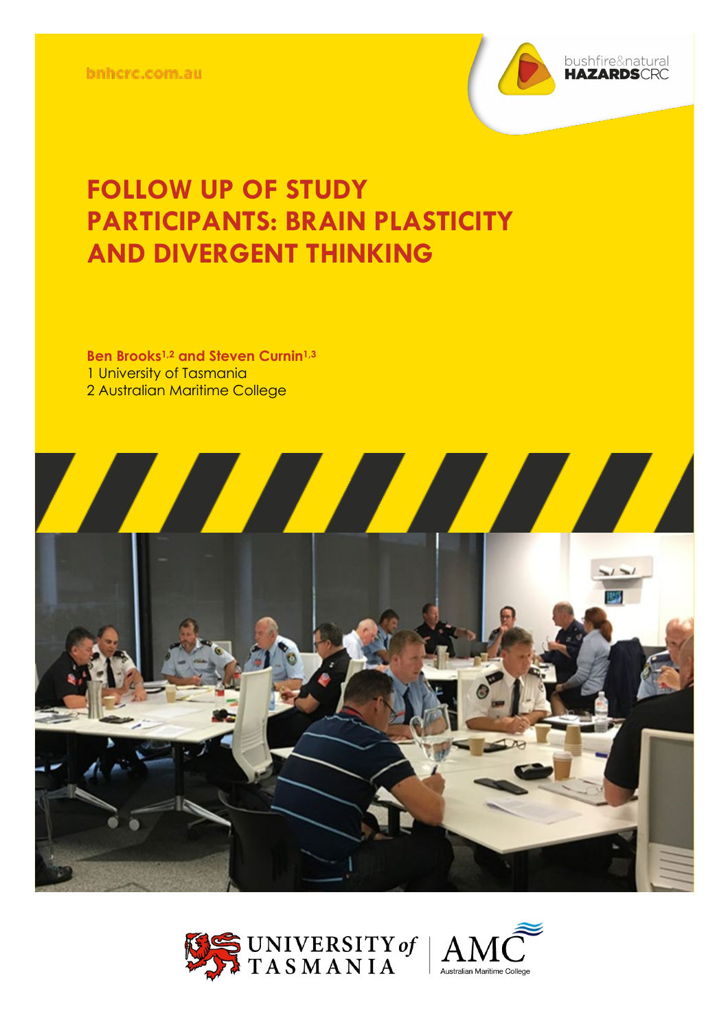bnhcrc.com.au

# FOLLOW UP OF STUDY PARTICIPANTS: BRAIN PLASTICITY AND DIVERGENT THINKING

**Ben Brooks[1,2] and Steven Curnin[1,3]**

1 University of Tasmania

2 Australian Maritime College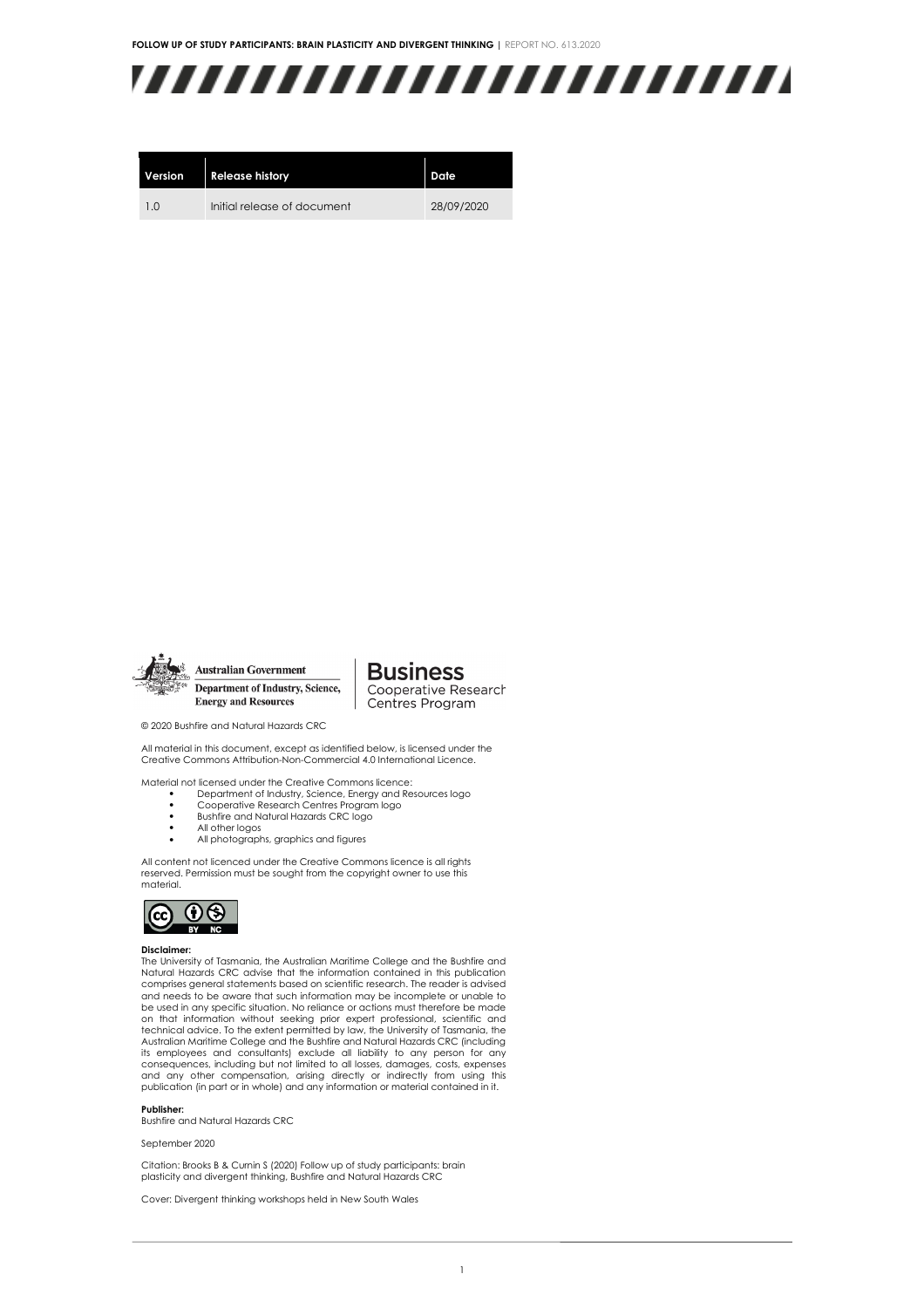| Version | Release history | Date |
|---|---|---|
| 1.0 | Initial release of document | 28/09/2020 |

Australian Government
Department of Industry, Science, Energy and Resources

Business Cooperative Research Centres Program

© 2020 Bushfire and Natural Hazards CRC

All material in this document, except as identified below, is licensed under the Creative Commons Attribution-Non-Commercial 4.0 International Licence.

Material not licensed under the Creative Commons licence:

- Department of Industry, Science, Energy and Resources logo
- Cooperative Research Centres Program logo
- Bushfire and Natural Hazards CRC logo
- All other logos
- All photographs, graphics and figures

All content not licenced under the Creative Commons licence is all rights reserved. Permission must be sought from the copyright owner to use this material.

**Disclaimer:**
The University of Tasmania, the Australian Maritime College and the Bushfire and Natural Hazards CRC advise that the information contained in this publication comprises general statements based on scientific research. The reader is advised and needs to be aware that such information may be incomplete or unable to be used in any specific situation. No reliance or actions must therefore be made on that information without seeking prior expert professional, scientific and technical advice. To the extent permitted by law, the University of Tasmania, the Australian Maritime College and the Bushfire and Natural Hazards CRC (including its employees and consultants) exclude all liability to any person for any consequences, including but not limited to all losses, damages, costs, expenses and any other compensation, arising directly or indirectly from using this publication (in part or in whole) and any information or material contained in it.

**Publisher:**
Bushfire and Natural Hazards CRC

September 2020

Citation: Brooks B & Curnin S (2020) Follow up of study participants: brain plasticity and divergent thinking, Bushfire and Natural Hazards CRC

Cover: Divergent thinking workshops held in New South Wales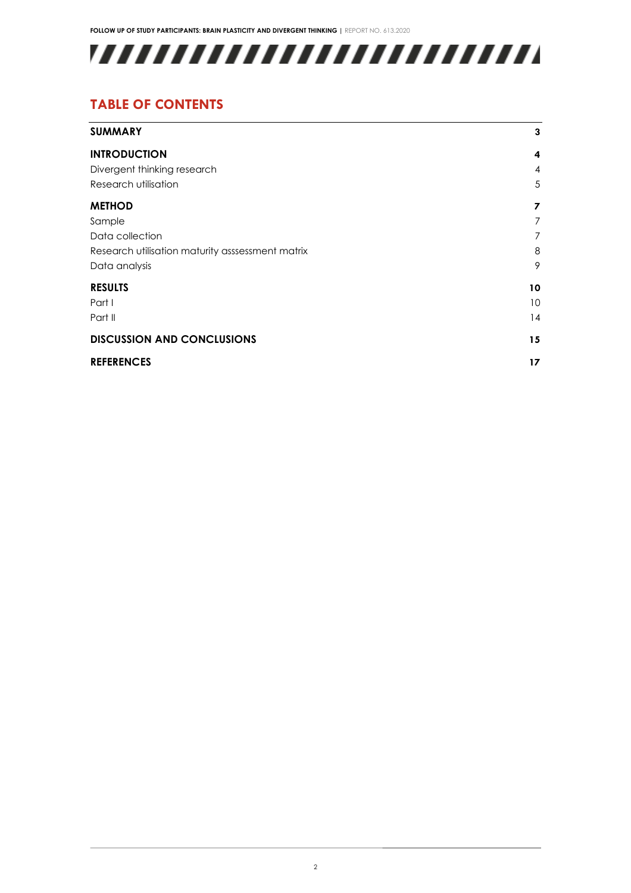## TABLE OF CONTENTS

| | |
|---|---|
| **SUMMARY** | **3** |
| **INTRODUCTION** | **4** |
| Divergent thinking research | 4 |
| Research utilisation | 5 |
| **METHOD** | **7** |
| Sample | 7 |
| Data collection | 7 |
| Research utilisation maturity asssessment matrix | 8 |
| Data analysis | 9 |
| **RESULTS** | **10** |
| Part I | 10 |
| Part II | 14 |
| **DISCUSSION AND CONCLUSIONS** | **15** |
| **REFERENCES** | **17** |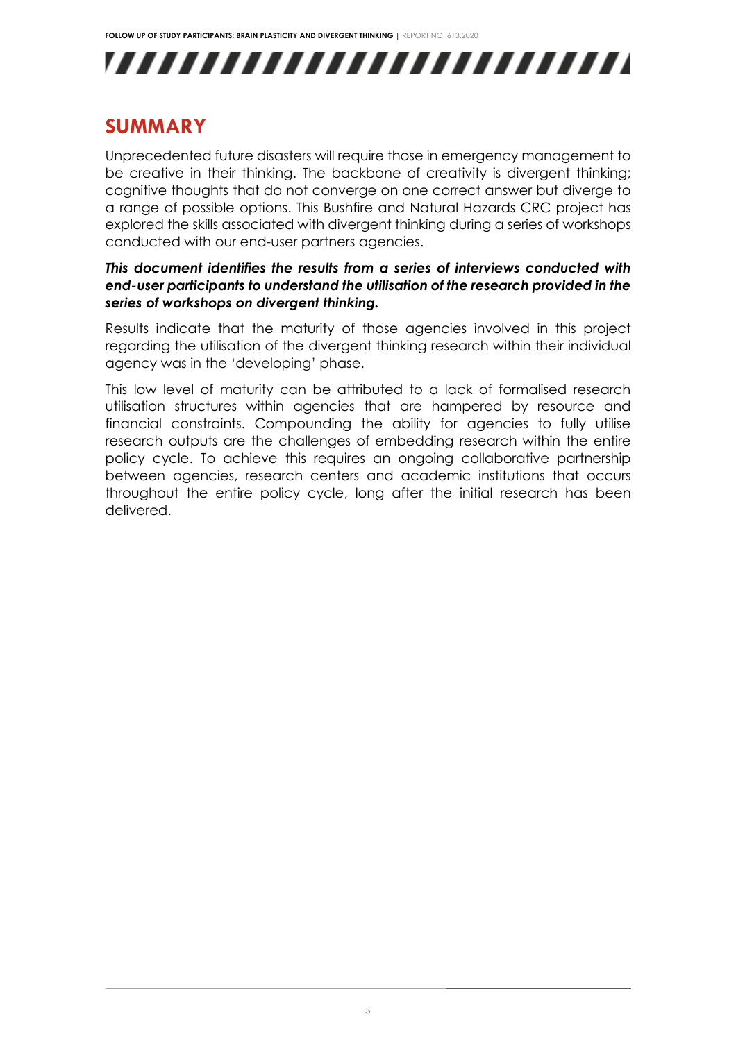## SUMMARY

Unprecedented future disasters will require those in emergency management to be creative in their thinking. The backbone of creativity is divergent thinking; cognitive thoughts that do not converge on one correct answer but diverge to a range of possible options. This Bushfire and Natural Hazards CRC project has explored the skills associated with divergent thinking during a series of workshops conducted with our end-user partners agencies.

***This document identifies the results from a series of interviews conducted with end-user participants to understand the utilisation of the research provided in the series of workshops on divergent thinking.***

Results indicate that the maturity of those agencies involved in this project regarding the utilisation of the divergent thinking research within their individual agency was in the 'developing' phase.

This low level of maturity can be attributed to a lack of formalised research utilisation structures within agencies that are hampered by resource and financial constraints. Compounding the ability for agencies to fully utilise research outputs are the challenges of embedding research within the entire policy cycle. To achieve this requires an ongoing collaborative partnership between agencies, research centers and academic institutions that occurs throughout the entire policy cycle, long after the initial research has been delivered.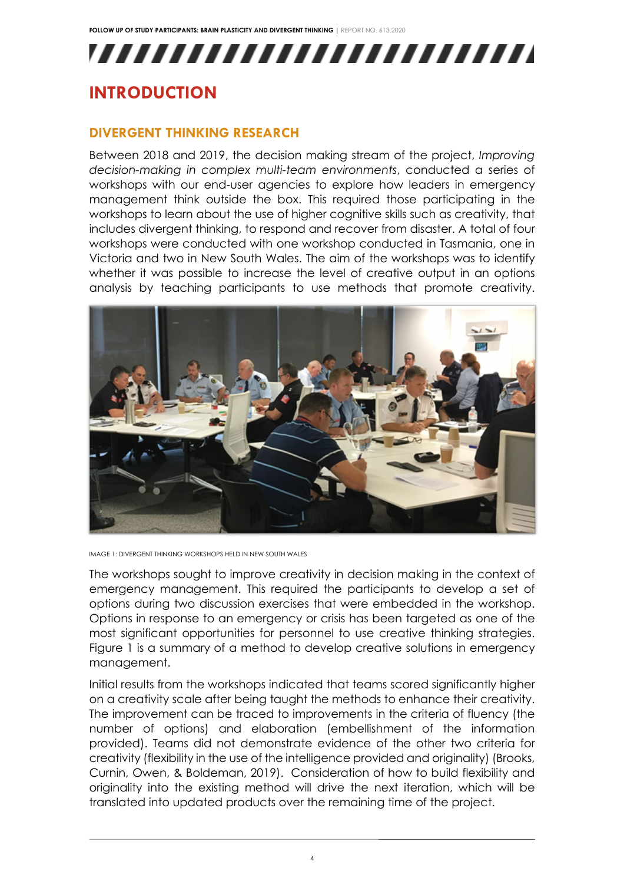# INTRODUCTION

## DIVERGENT THINKING RESEARCH

Between 2018 and 2019, the decision making stream of the project, *Improving decision-making in complex multi-team environments*, conducted a series of workshops with our end-user agencies to explore how leaders in emergency management think outside the box. This required those participating in the workshops to learn about the use of higher cognitive skills such as creativity, that includes divergent thinking, to respond and recover from disaster. A total of four workshops were conducted with one workshop conducted in Tasmania, one in Victoria and two in New South Wales. The aim of the workshops was to identify whether it was possible to increase the level of creative output in an options analysis by teaching participants to use methods that promote creativity.

IMAGE 1: DIVERGENT THINKING WORKSHOPS HELD IN NEW SOUTH WALES

The workshops sought to improve creativity in decision making in the context of emergency management. This required the participants to develop a set of options during two discussion exercises that were embedded in the workshop. Options in response to an emergency or crisis has been targeted as one of the most significant opportunities for personnel to use creative thinking strategies. Figure 1 is a summary of a method to develop creative solutions in emergency management.

Initial results from the workshops indicated that teams scored significantly higher on a creativity scale after being taught the methods to enhance their creativity. The improvement can be traced to improvements in the criteria of fluency (the number of options) and elaboration (embellishment of the information provided). Teams did not demonstrate evidence of the other two criteria for creativity (flexibility in the use of the intelligence provided and originality) (Brooks, Curnin, Owen, & Boldeman, 2019). Consideration of how to build flexibility and originality into the existing method will drive the next iteration, which will be translated into updated products over the remaining time of the project.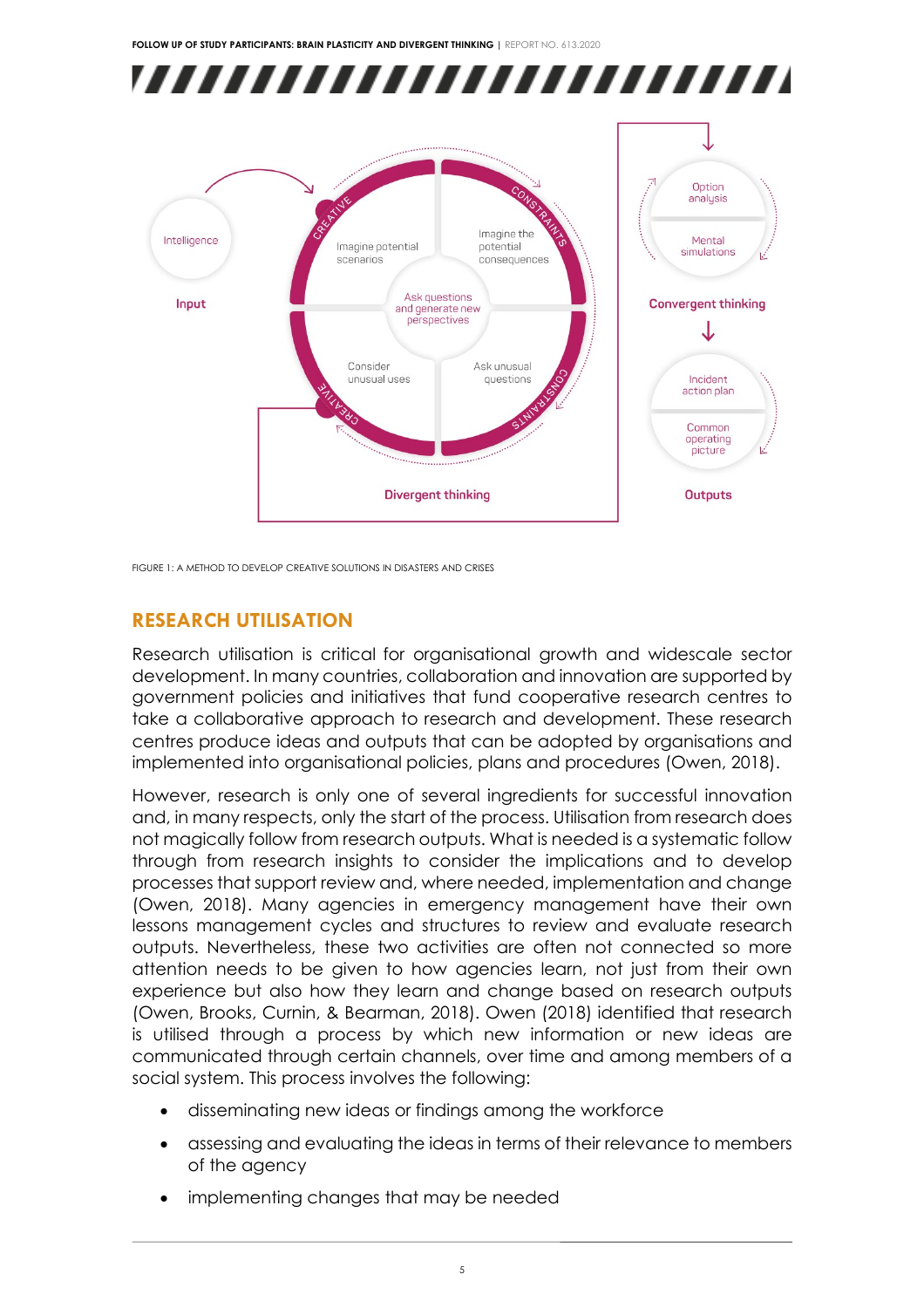Intelligence

Input

CREATIVE

CONSTRAINTS

Imagine potential scenarios

Imagine the potential consequences

Ask questions and generate new perspectives

Consider unusual uses

Ask unusual questions

CREATIVE

CONSTRAINTS

Divergent thinking

Option analysis

Mental simulations

Convergent thinking

Incident action plan

Common operating picture

Outputs

FIGURE 1: A METHOD TO DEVELOP CREATIVE SOLUTIONS IN DISASTERS AND CRISES

## RESEARCH UTILISATION

Research utilisation is critical for organisational growth and widescale sector development. In many countries, collaboration and innovation are supported by government policies and initiatives that fund cooperative research centres to take a collaborative approach to research and development. These research centres produce ideas and outputs that can be adopted by organisations and implemented into organisational policies, plans and procedures (Owen, 2018).

However, research is only one of several ingredients for successful innovation and, in many respects, only the start of the process. Utilisation from research does not magically follow from research outputs. What is needed is a systematic follow through from research insights to consider the implications and to develop processes that support review and, where needed, implementation and change (Owen, 2018). Many agencies in emergency management have their own lessons management cycles and structures to review and evaluate research outputs. Nevertheless, these two activities are often not connected so more attention needs to be given to how agencies learn, not just from their own experience but also how they learn and change based on research outputs (Owen, Brooks, Curnin, & Bearman, 2018). Owen (2018) identified that research is utilised through a process by which new information or new ideas are communicated through certain channels, over time and among members of a social system. This process involves the following:

- disseminating new ideas or findings among the workforce
- assessing and evaluating the ideas in terms of their relevance to members of the agency
- implementing changes that may be needed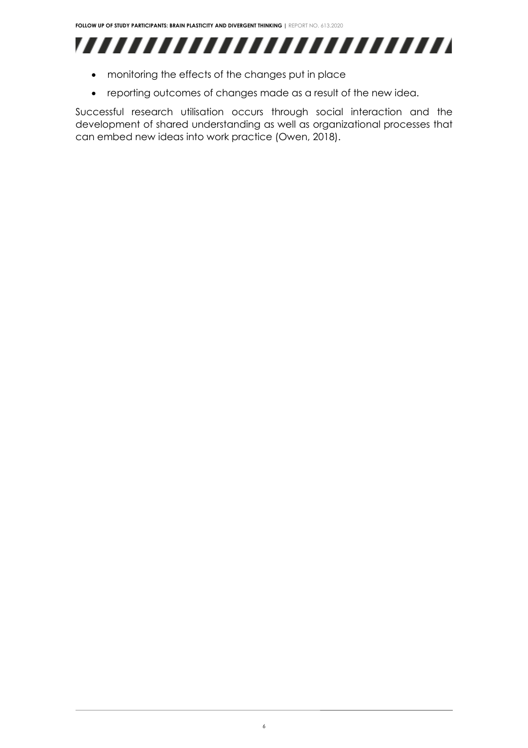- monitoring the effects of the changes put in place
- reporting outcomes of changes made as a result of the new idea.

Successful research utilisation occurs through social interaction and the development of shared understanding as well as organizational processes that can embed new ideas into work practice (Owen, 2018).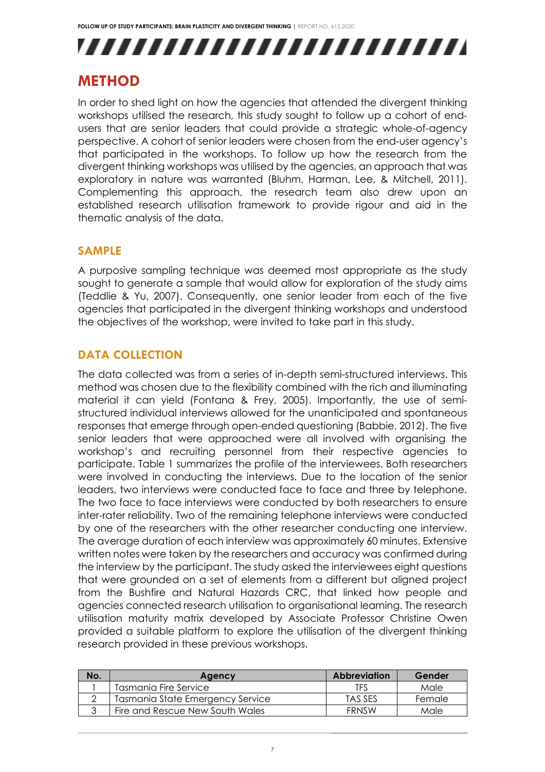# METHOD

In order to shed light on how the agencies that attended the divergent thinking workshops utilised the research, this study sought to follow up a cohort of end-users that are senior leaders that could provide a strategic whole-of-agency perspective. A cohort of senior leaders were chosen from the end-user agency's that participated in the workshops. To follow up how the research from the divergent thinking workshops was utilised by the agencies, an approach that was exploratory in nature was warranted (Bluhm, Harman, Lee, & Mitchell, 2011). Complementing this approach, the research team also drew upon an established research utilisation framework to provide rigour and aid in the thematic analysis of the data.

## SAMPLE

A purposive sampling technique was deemed most appropriate as the study sought to generate a sample that would allow for exploration of the study aims (Teddlie & Yu, 2007). Consequently, one senior leader from each of the five agencies that participated in the divergent thinking workshops and understood the objectives of the workshop, were invited to take part in this study.

## DATA COLLECTION

The data collected was from a series of in-depth semi-structured interviews. This method was chosen due to the flexibility combined with the rich and illuminating material it can yield (Fontana & Frey, 2005). Importantly, the use of semi-structured individual interviews allowed for the unanticipated and spontaneous responses that emerge through open-ended questioning (Babbie, 2012). The five senior leaders that were approached were all involved with organising the workshop's and recruiting personnel from their respective agencies to participate. Table 1 summarizes the profile of the interviewees. Both researchers were involved in conducting the interviews. Due to the location of the senior leaders, two interviews were conducted face to face and three by telephone. The two face to face interviews were conducted by both researchers to ensure inter-rater reliability. Two of the remaining telephone interviews were conducted by one of the researchers with the other researcher conducting one interview. The average duration of each interview was approximately 60 minutes. Extensive written notes were taken by the researchers and accuracy was confirmed during the interview by the participant. The study asked the interviewees eight questions that were grounded on a set of elements from a different but aligned project from the Bushfire and Natural Hazards CRC, that linked how people and agencies connected research utilisation to organisational learning. The research utilisation maturity matrix developed by Associate Professor Christine Owen provided a suitable platform to explore the utilisation of the divergent thinking research provided in these previous workshops.

| No. | Agency | Abbreviation | Gender |
|---|---|---|---|
| 1 | Tasmania Fire Service | TFS | Male |
| 2 | Tasmania State Emergency Service | TAS SES | Female |
| 3 | Fire and Rescue New South Wales | FRNSW | Male |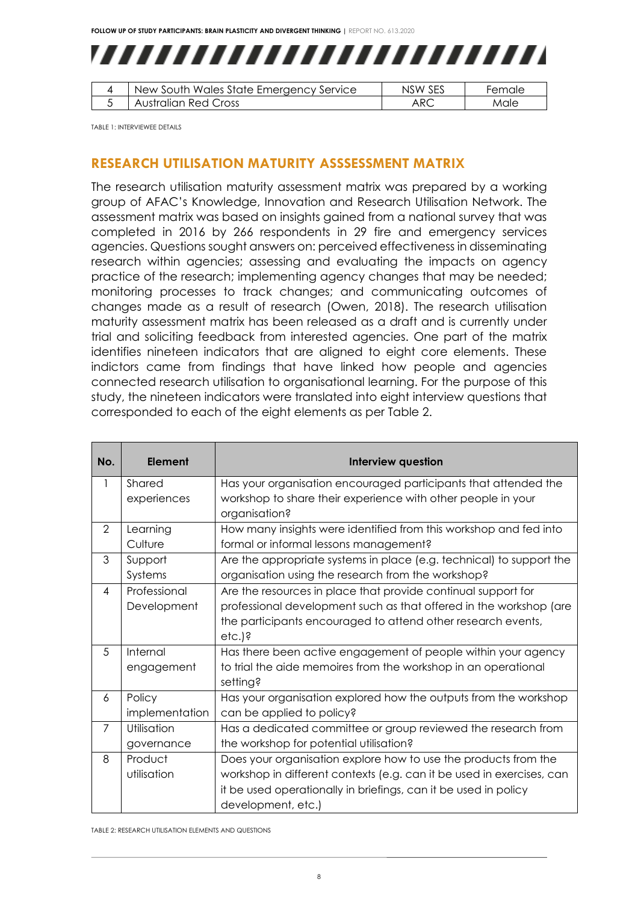| | | | |
|---|---|---|---|
| 4 | New South Wales State Emergency Service | NSW SES | Female |
| 5 | Australian Red Cross | ARC | Male |

TABLE 1: INTERVIEWEE DETAILS

## RESEARCH UTILISATION MATURITY ASSSESSMENT MATRIX

The research utilisation maturity assessment matrix was prepared by a working group of AFAC's Knowledge, Innovation and Research Utilisation Network. The assessment matrix was based on insights gained from a national survey that was completed in 2016 by 266 respondents in 29 fire and emergency services agencies. Questions sought answers on: perceived effectiveness in disseminating research within agencies; assessing and evaluating the impacts on agency practice of the research; implementing agency changes that may be needed; monitoring processes to track changes; and communicating outcomes of changes made as a result of research (Owen, 2018). The research utilisation maturity assessment matrix has been released as a draft and is currently under trial and soliciting feedback from interested agencies. One part of the matrix identifies nineteen indicators that are aligned to eight core elements. These indictors came from findings that have linked how people and agencies connected research utilisation to organisational learning. For the purpose of this study, the nineteen indicators were translated into eight interview questions that corresponded to each of the eight elements as per Table 2.

| No. | Element | Interview question |
|---|---|---|
| 1 | Shared experiences | Has your organisation encouraged participants that attended the workshop to share their experience with other people in your organisation? |
| 2 | Learning Culture | How many insights were identified from this workshop and fed into formal or informal lessons management? |
| 3 | Support Systems | Are the appropriate systems in place (e.g. technical) to support the organisation using the research from the workshop? |
| 4 | Professional Development | Are the resources in place that provide continual support for professional development such as that offered in the workshop (are the participants encouraged to attend other research events, etc.)? |
| 5 | Internal engagement | Has there been active engagement of people within your agency to trial the aide memoires from the workshop in an operational setting? |
| 6 | Policy implementation | Has your organisation explored how the outputs from the workshop can be applied to policy? |
| 7 | Utilisation governance | Has a dedicated committee or group reviewed the research from the workshop for potential utilisation? |
| 8 | Product utilisation | Does your organisation explore how to use the products from the workshop in different contexts (e.g. can it be used in exercises, can it be used operationally in briefings, can it be used in policy development, etc.) |

TABLE 2: RESEARCH UTILISATION ELEMENTS AND QUESTIONS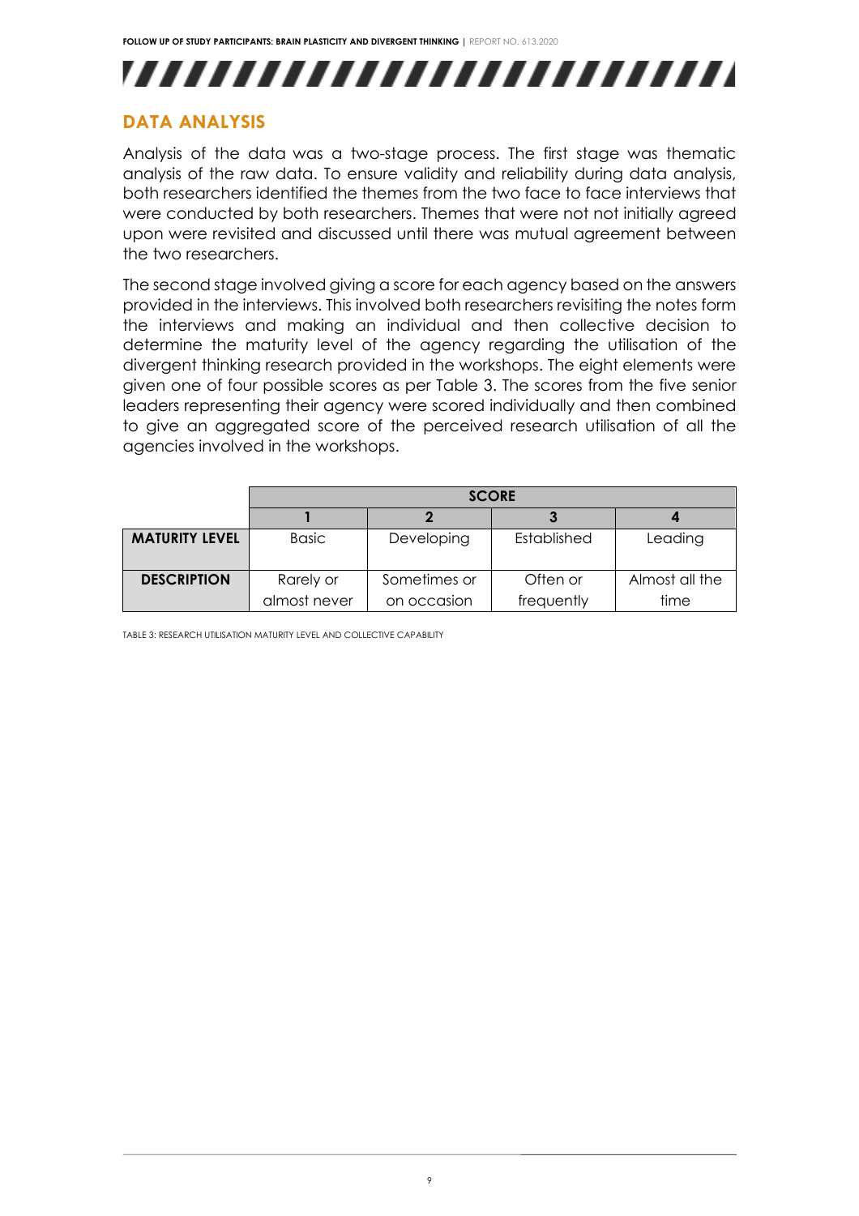## DATA ANALYSIS

Analysis of the data was a two-stage process. The first stage was thematic analysis of the raw data. To ensure validity and reliability during data analysis, both researchers identified the themes from the two face to face interviews that were conducted by both researchers. Themes that were not not initially agreed upon were revisited and discussed until there was mutual agreement between the two researchers.

The second stage involved giving a score for each agency based on the answers provided in the interviews. This involved both researchers revisiting the notes form the interviews and making an individual and then collective decision to determine the maturity level of the agency regarding the utilisation of the divergent thinking research provided in the workshops. The eight elements were given one of four possible scores as per Table 3. The scores from the five senior leaders representing their agency were scored individually and then combined to give an aggregated score of the perceived research utilisation of all the agencies involved in the workshops.

| | SCORE | | | |
|---|---|---|---|---|
| | 1 | 2 | 3 | 4 |
| **MATURITY LEVEL** | Basic | Developing | Established | Leading |
| **DESCRIPTION** | Rarely or almost never | Sometimes or on occasion | Often or frequently | Almost all the time |

TABLE 3: RESEARCH UTILISATION MATURITY LEVEL AND COLLECTIVE CAPABILITY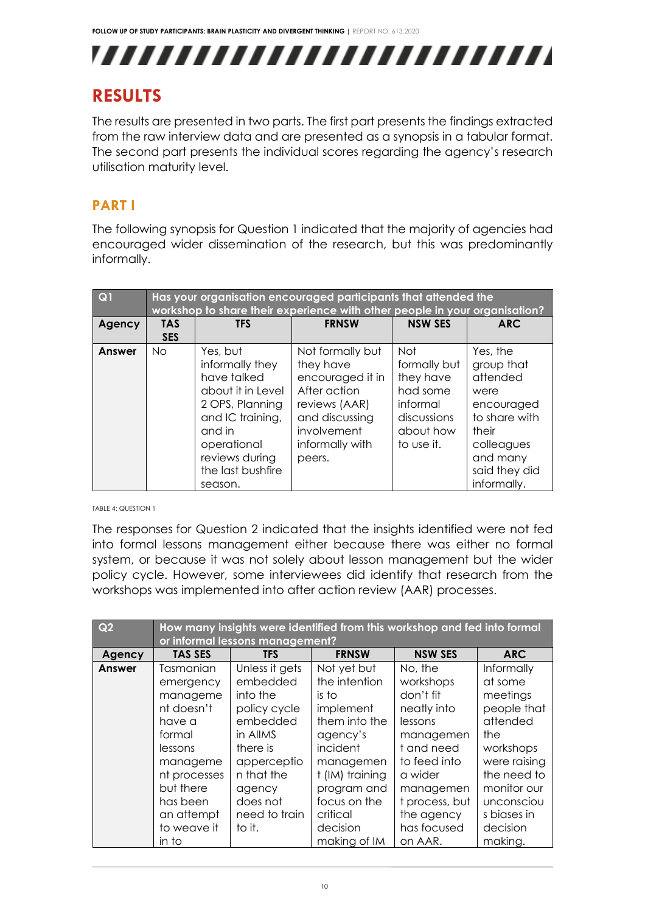# RESULTS

The results are presented in two parts. The first part presents the findings extracted from the raw interview data and are presented as a synopsis in a tabular format. The second part presents the individual scores regarding the agency's research utilisation maturity level.

## PART I

The following synopsis for Question 1 indicated that the majority of agencies had encouraged wider dissemination of the research, but this was predominantly informally.

| Q1 | Has your organisation encouraged participants that attended the workshop to share their experience with other people in your organisation? | | | | |
|---|---|---|---|---|---|
| **Agency** | **TAS SES** | **TFS** | **FRNSW** | **NSW SES** | **ARC** |
| **Answer** | No | Yes, but informally they have talked about it in Level 2 OPS, Planning and IC training, and in operational reviews during the last bushfire season. | Not formally but they have encouraged it in After action reviews (AAR) and discussing involvement informally with peers. | Not formally but they have had some informal discussions about how to use it. | Yes, the group that attended were encouraged to share with their colleagues and many said they did informally. |

TABLE 4: QUESTION 1

The responses for Question 2 indicated that the insights identified were not fed into formal lessons management either because there was either no formal system, or because it was not solely about lesson management but the wider policy cycle. However, some interviewees did identify that research from the workshops was implemented into after action review (AAR) processes.

| Q2 | How many insights were identified from this workshop and fed into formal or informal lessons management? | | | | |
|---|---|---|---|---|---|
| **Agency** | **TAS SES** | **TFS** | **FRNSW** | **NSW SES** | **ARC** |
| **Answer** | Tasmanian emergency management doesn't have a formal lessons management processes but there has been an attempt to weave it in to | Unless it gets embedded into the policy cycle embedded in AIIMS there is apperception that the agency does not need to train to it. | Not yet but the intention is to implement them into the agency's incident management (IM) training program and focus on the critical decision making of IM | No, the workshops don't fit neatly into lessons management and need to feed into a wider management process, but the agency has focused on AAR. | Informally at some meetings people that attended the workshops were raising the need to monitor our unconscious biases in decision making. |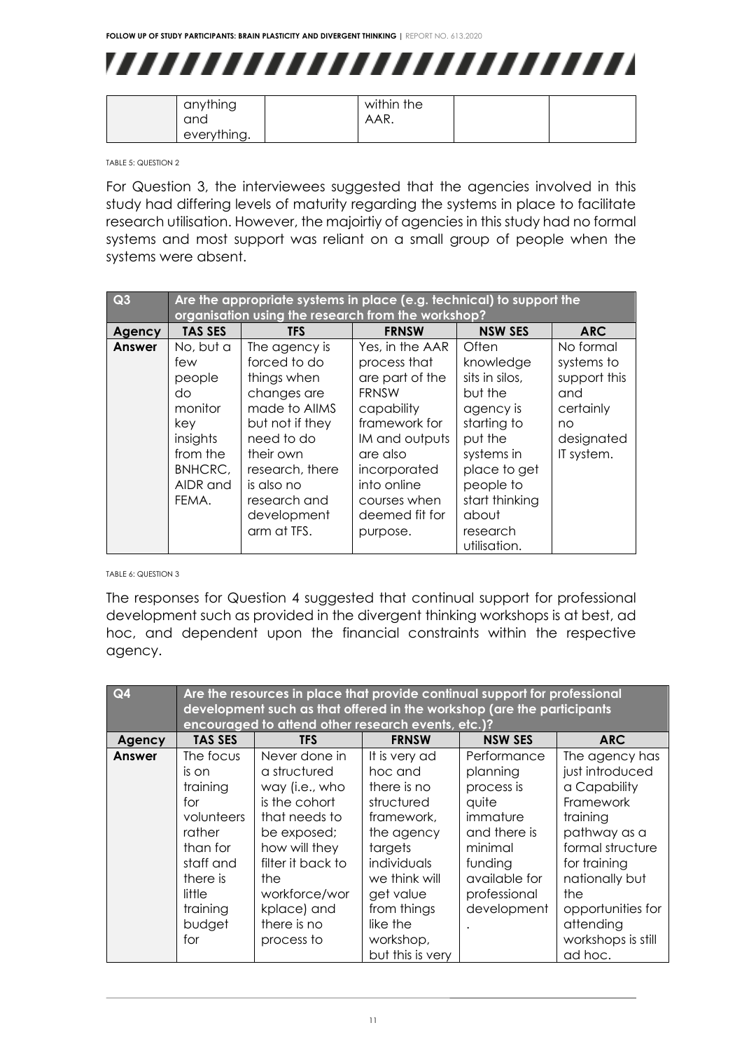| | | | | | |
|---|---|---|---|---|---|
| | anything and everything. | | within the AAR. | | |

TABLE 5: QUESTION 2

For Question 3, the interviewees suggested that the agencies involved in this study had differing levels of maturity regarding the systems in place to facilitate research utilisation. However, the majoirtiy of agencies in this study had no formal systems and most support was reliant on a small group of people when the systems were absent.

| Q3 | Are the appropriate systems in place (e.g. technical) to support the organisation using the research from the workshop? | | | | |
|---|---|---|---|---|---|
| **Agency** | **TAS SES** | **TFS** | **FRNSW** | **NSW SES** | **ARC** |
| **Answer** | No, but a few people do monitor key insights from the BNHCRC, AIDR and FEMA. | The agency is forced to do things when changes are made to AIIMS but not if they need to do their own research, there is also no research and development arm at TFS. | Yes, in the AAR process that are part of the FRNSW capability framework for IM and outputs are also incorporated into online courses when deemed fit for purpose. | Often knowledge sits in silos, but the agency is starting to put the systems in place to get people to start thinking about research utilisation. | No formal systems to support this and certainly no designated IT system. |

TABLE 6: QUESTION 3

The responses for Question 4 suggested that continual support for professional development such as provided in the divergent thinking workshops is at best, ad hoc, and dependent upon the financial constraints within the respective agency.

| Q4 | Are the resources in place that provide continual support for professional development such as that offered in the workshop (are the participants encouraged to attend other research events, etc.)? | | | | |
|---|---|---|---|---|---|
| **Agency** | **TAS SES** | **TFS** | **FRNSW** | **NSW SES** | **ARC** |
| **Answer** | The focus is on training for volunteers rather than for staff and there is little training budget for | Never done in a structured way (i.e., who is the cohort that needs to be exposed; how will they filter it back to the workforce/workplace) and there is no process to | It is very ad hoc and there is no structured framework, the agency targets individuals we think will get value from things like the workshop, but this is very | Performance planning process is quite immature and there is minimal funding available for professional development. | The agency has just introduced a Capability Framework training pathway as a formal structure for training nationally but the opportunities for attending workshops is still ad hoc. |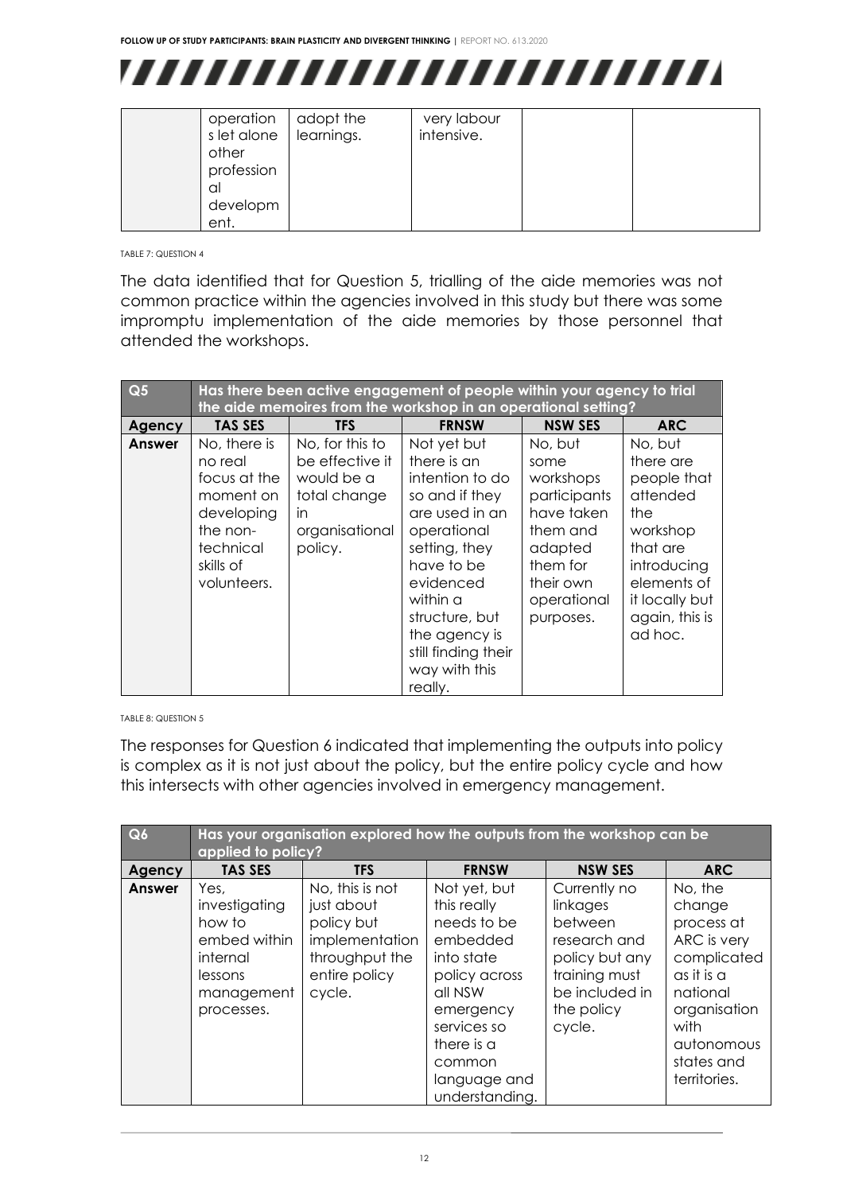| | | | | | |
|---|---|---|---|---|---|
| | operations let alone other professional development. | adopt the learnings. | very labour intensive. | | |

TABLE 7: QUESTION 4

The data identified that for Question 5, trialling of the aide memories was not common practice within the agencies involved in this study but there was some impromptu implementation of the aide memories by those personnel that attended the workshops.

| Q5 | Has there been active engagement of people within your agency to trial the aide memoires from the workshop in an operational setting? | | | | |
|---|---|---|---|---|---|
| **Agency** | **TAS SES** | **TFS** | **FRNSW** | **NSW SES** | **ARC** |
| **Answer** | No, there is no real focus at the moment on developing the non-technical skills of volunteers. | No, for this to be effective it would be a total change in organisational policy. | Not yet but there is an intention to do so and if they are used in an operational setting, they have to be evidenced within a structure, but the agency is still finding their way with this really. | No, but some workshops participants have taken them and adapted them for their own operational purposes. | No, but there are people that attended the workshop that are introducing elements of it locally but again, this is ad hoc. |

TABLE 8: QUESTION 5

The responses for Question 6 indicated that implementing the outputs into policy is complex as it is not just about the policy, but the entire policy cycle and how this intersects with other agencies involved in emergency management.

| Q6 | Has your organisation explored how the outputs from the workshop can be applied to policy? | | | | |
|---|---|---|---|---|---|
| **Agency** | **TAS SES** | **TFS** | **FRNSW** | **NSW SES** | **ARC** |
| **Answer** | Yes, investigating how to embed within internal lessons management processes. | No, this is not just about policy but implementation throughput the entire policy cycle. | Not yet, but this really needs to be embedded into state policy across all NSW emergency services so there is a common language and understanding. | Currently no linkages between research and policy but any training must be included in the policy cycle. | No, the change process at ARC is very complicated as it is a national organisation with autonomous states and territories. |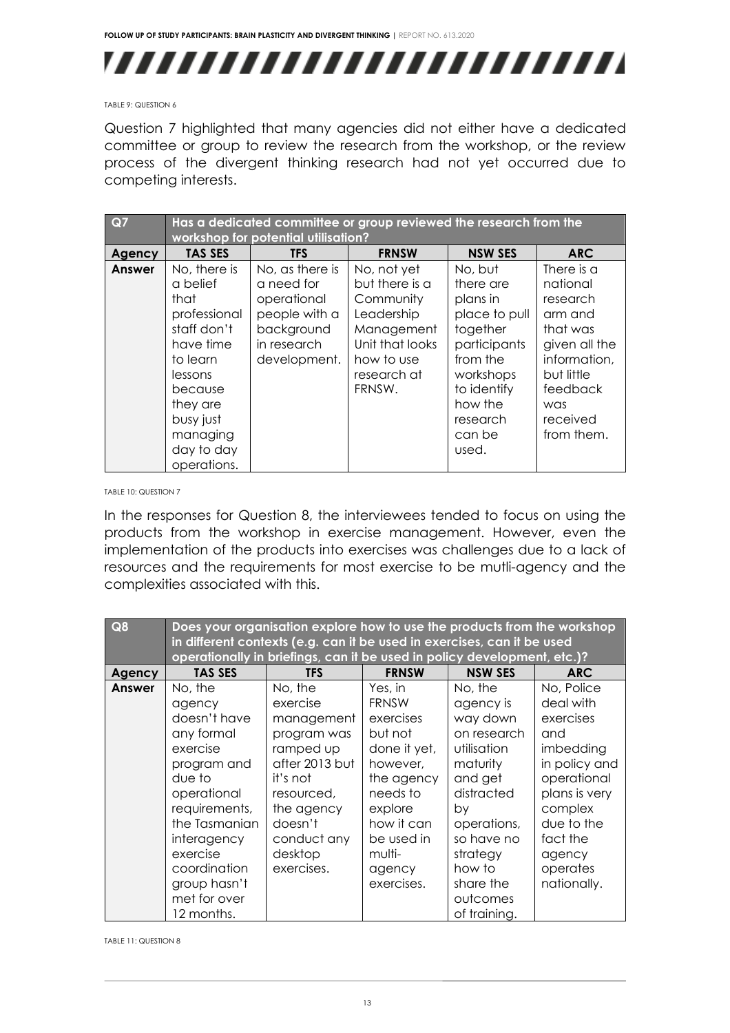TABLE 9: QUESTION 6

Question 7 highlighted that many agencies did not either have a dedicated committee or group to review the research from the workshop, or the review process of the divergent thinking research had not yet occurred due to competing interests.

| Q7 | Has a dedicated committee or group reviewed the research from the workshop for potential utilisation? | | | | |
|---|---|---|---|---|---|
| **Agency** | **TAS SES** | **TFS** | **FRNSW** | **NSW SES** | **ARC** |
| **Answer** | No, there is a belief that professional staff don't have time to learn lessons because they are busy just managing day to day operations. | No, as there is a need for operational people with a background in research development. | No, not yet but there is a Community Leadership Management Unit that looks how to use research at FRNSW. | No, but there are plans in place to pull together participants from the workshops to identify how the research can be used. | There is a national research arm and that was given all the information, but little feedback was received from them. |

TABLE 10: QUESTION 7

In the responses for Question 8, the interviewees tended to focus on using the products from the workshop in exercise management. However, even the implementation of the products into exercises was challenges due to a lack of resources and the requirements for most exercise to be mutli-agency and the complexities associated with this.

| Q8 | Does your organisation explore how to use the products from the workshop in different contexts (e.g. can it be used in exercises, can it be used operationally in briefings, can it be used in policy development, etc.)? | | | | |
|---|---|---|---|---|---|
| **Agency** | **TAS SES** | **TFS** | **FRNSW** | **NSW SES** | **ARC** |
| **Answer** | No, the agency doesn't have any formal exercise program and due to operational requirements, the Tasmanian interagency exercise coordination group hasn't met for over 12 months. | No, the exercise management program was ramped up after 2013 but it's not resourced, the agency doesn't conduct any desktop exercises. | Yes, in FRNSW exercises but not done it yet, however, the agency needs to explore how it can be used in multi-agency exercises. | No, the agency is way down on research utilisation maturity and get distracted by operations, so have no strategy how to share the outcomes of training. | No, Police deal with exercises and imbedding in policy and operational plans is very complex due to the fact the agency operates nationally. |

TABLE 11: QUESTION 8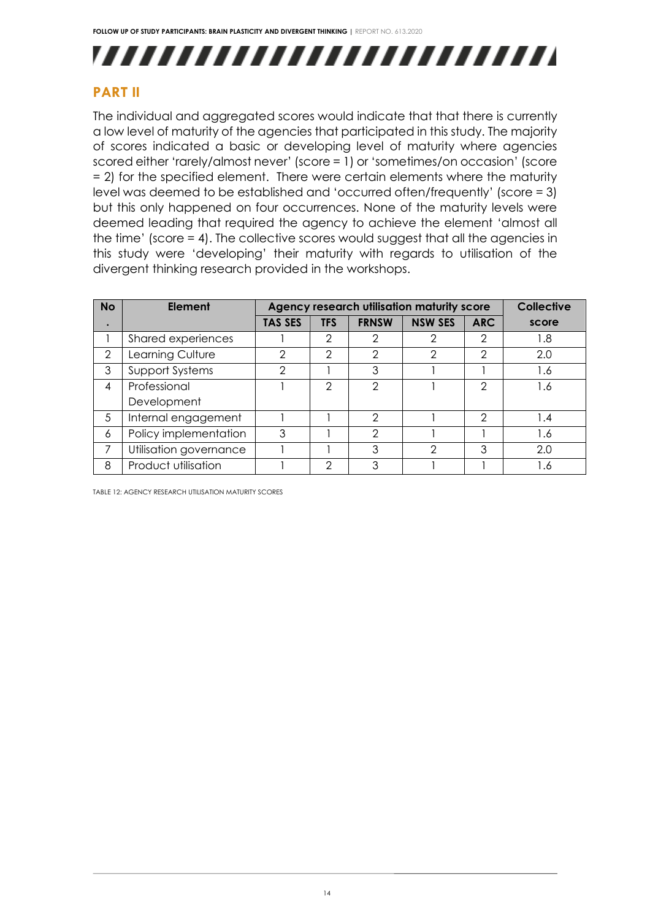## PART II

The individual and aggregated scores would indicate that that there is currently a low level of maturity of the agencies that participated in this study. The majority of scores indicated a basic or developing level of maturity where agencies scored either 'rarely/almost never' (score = 1) or 'sometimes/on occasion' (score = 2) for the specified element. There were certain elements where the maturity level was deemed to be established and 'occurred often/frequently' (score = 3) but this only happened on four occurrences. None of the maturity levels were deemed leading that required the agency to achieve the element 'almost all the time' (score = 4). The collective scores would suggest that all the agencies in this study were 'developing' their maturity with regards to utilisation of the divergent thinking research provided in the workshops.

| No. | Element | Agency research utilisation maturity score | | | | | Collective score |
|---|---|---|---|---|---|---|---|
| | | TAS SES | TFS | FRNSW | NSW SES | ARC | |
| 1 | Shared experiences | 1 | 2 | 2 | 2 | 2 | 1.8 |
| 2 | Learning Culture | 2 | 2 | 2 | 2 | 2 | 2.0 |
| 3 | Support Systems | 2 | 1 | 3 | 1 | 1 | 1.6 |
| 4 | Professional Development | 1 | 2 | 2 | 1 | 2 | 1.6 |
| 5 | Internal engagement | 1 | 1 | 2 | 1 | 2 | 1.4 |
| 6 | Policy implementation | 3 | 1 | 2 | 1 | 1 | 1.6 |
| 7 | Utilisation governance | 1 | 1 | 3 | 2 | 3 | 2.0 |
| 8 | Product utilisation | 1 | 2 | 3 | 1 | 1 | 1.6 |

TABLE 12: AGENCY RESEARCH UTILISATION MATURITY SCORES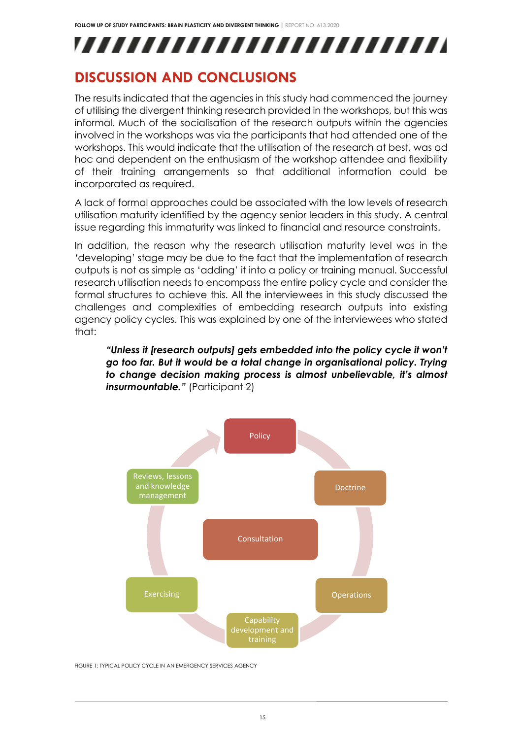# DISCUSSION AND CONCLUSIONS

The results indicated that the agencies in this study had commenced the journey of utilising the divergent thinking research provided in the workshops, but this was informal. Much of the socialisation of the research outputs within the agencies involved in the workshops was via the participants that had attended one of the workshops. This would indicate that the utilisation of the research at best, was ad hoc and dependent on the enthusiasm of the workshop attendee and flexibility of their training arrangements so that additional information could be incorporated as required.

A lack of formal approaches could be associated with the low levels of research utilisation maturity identified by the agency senior leaders in this study. A central issue regarding this immaturity was linked to financial and resource constraints.

In addition, the reason why the research utilisation maturity level was in the 'developing' stage may be due to the fact that the implementation of research outputs is not as simple as 'adding' it into a policy or training manual. Successful research utilisation needs to encompass the entire policy cycle and consider the formal structures to achieve this. All the interviewees in this study discussed the challenges and complexities of embedding research outputs into existing agency policy cycles. This was explained by one of the interviewees who stated that:

> ***"Unless it [research outputs] gets embedded into the policy cycle it won't go too far. But it would be a total change in organisational policy. Trying to change decision making process is almost unbelievable, it's almost insurmountable."*** (Participant 2)

Policy
Doctrine
Operations
Capability development and training
Exercising
Reviews, lessons and knowledge management
Consultation

FIGURE 1: TYPICAL POLICY CYCLE IN AN EMERGENCY SERVICES AGENCY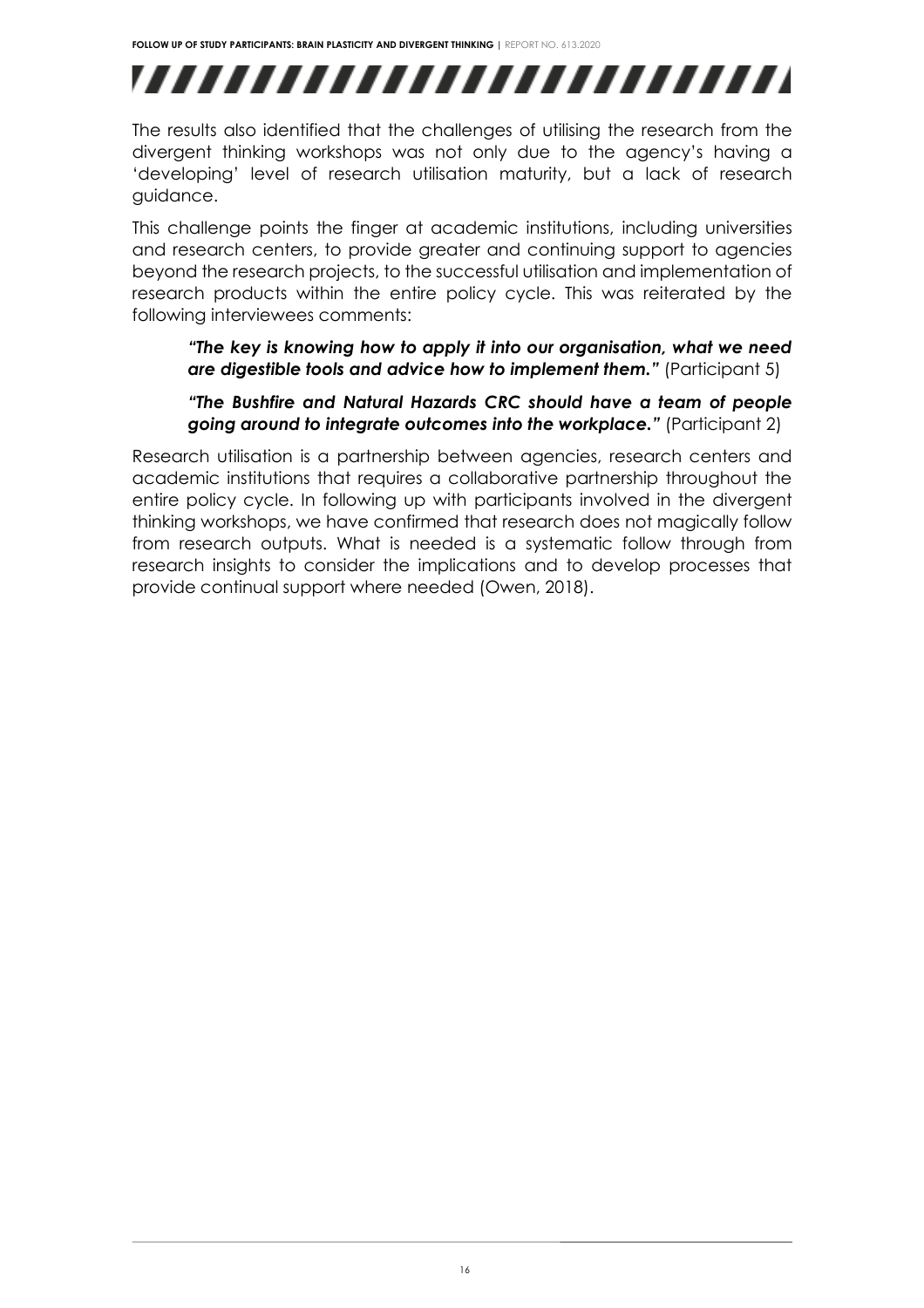The results also identified that the challenges of utilising the research from the divergent thinking workshops was not only due to the agency's having a 'developing' level of research utilisation maturity, but a lack of research guidance.

This challenge points the finger at academic institutions, including universities and research centers, to provide greater and continuing support to agencies beyond the research projects, to the successful utilisation and implementation of research products within the entire policy cycle. This was reiterated by the following interviewees comments:

> ***"The key is knowing how to apply it into our organisation, what we need are digestible tools and advice how to implement them."*** (Participant 5)
>
> ***"The Bushfire and Natural Hazards CRC should have a team of people going around to integrate outcomes into the workplace."*** (Participant 2)

Research utilisation is a partnership between agencies, research centers and academic institutions that requires a collaborative partnership throughout the entire policy cycle. In following up with participants involved in the divergent thinking workshops, we have confirmed that research does not magically follow from research outputs. What is needed is a systematic follow through from research insights to consider the implications and to develop processes that provide continual support where needed (Owen, 2018).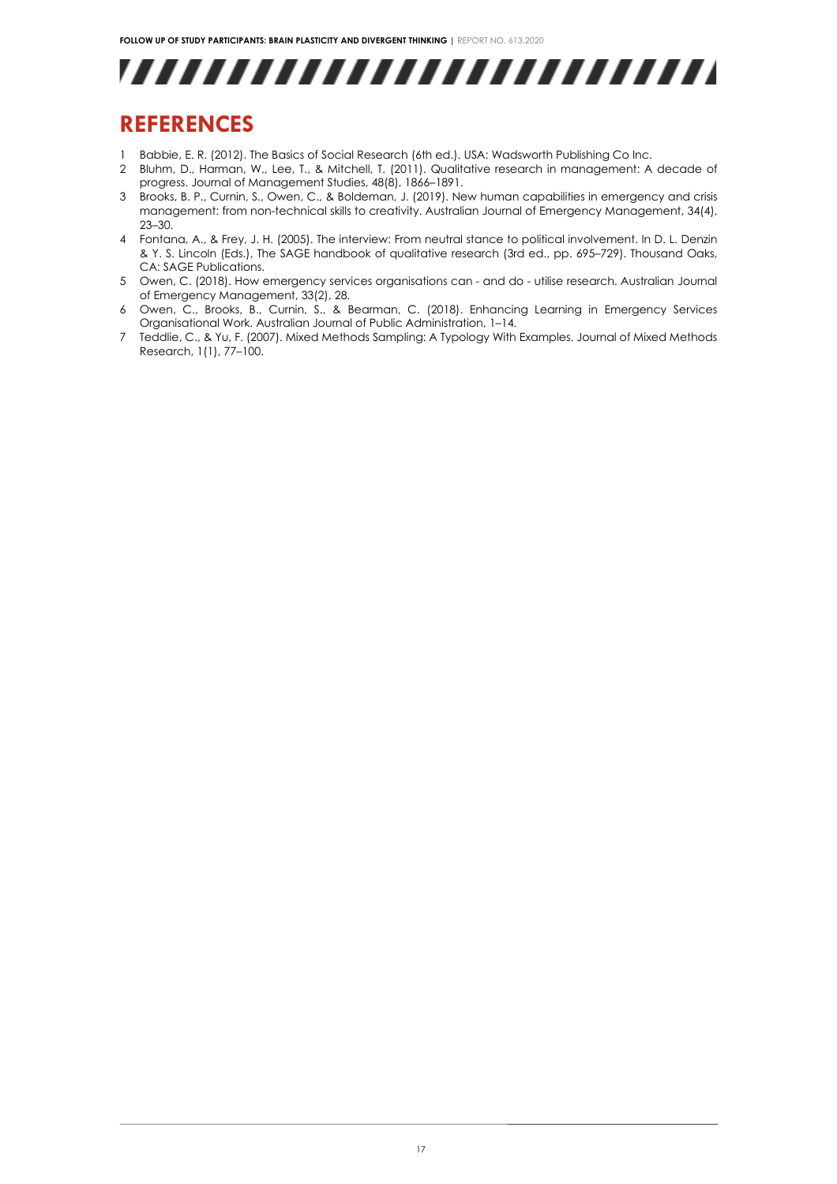# REFERENCES

1. Babbie, E. R. (2012). The Basics of Social Research (6th ed.). USA: Wadsworth Publishing Co Inc.
2. Bluhm, D., Harman, W., Lee, T., & Mitchell, T. (2011). Qualitative research in management: A decade of progress. Journal of Management Studies, 48(8), 1866–1891.
3. Brooks, B. P., Curnin, S., Owen, C., & Boldeman, J. (2019). New human capabilities in emergency and crisis management: from non-technical skills to creativity. Australian Journal of Emergency Management, 34(4), 23–30.
4. Fontana, A., & Frey, J. H. (2005). The interview: From neutral stance to political involvement. In D. L. Denzin & Y. S. Lincoln (Eds.), The SAGE handbook of qualitative research (3rd ed., pp. 695–729). Thousand Oaks, CA: SAGE Publications.
5. Owen, C. (2018). How emergency services organisations can - and do - utilise research. Australian Journal of Emergency Management, 33(2), 28.
6. Owen, C., Brooks, B., Curnin, S., & Bearman, C. (2018). Enhancing Learning in Emergency Services Organisational Work. Australian Journal of Public Administration, 1–14.
7. Teddlie, C., & Yu, F. (2007). Mixed Methods Sampling: A Typology With Examples. Journal of Mixed Methods Research, 1(1), 77–100.